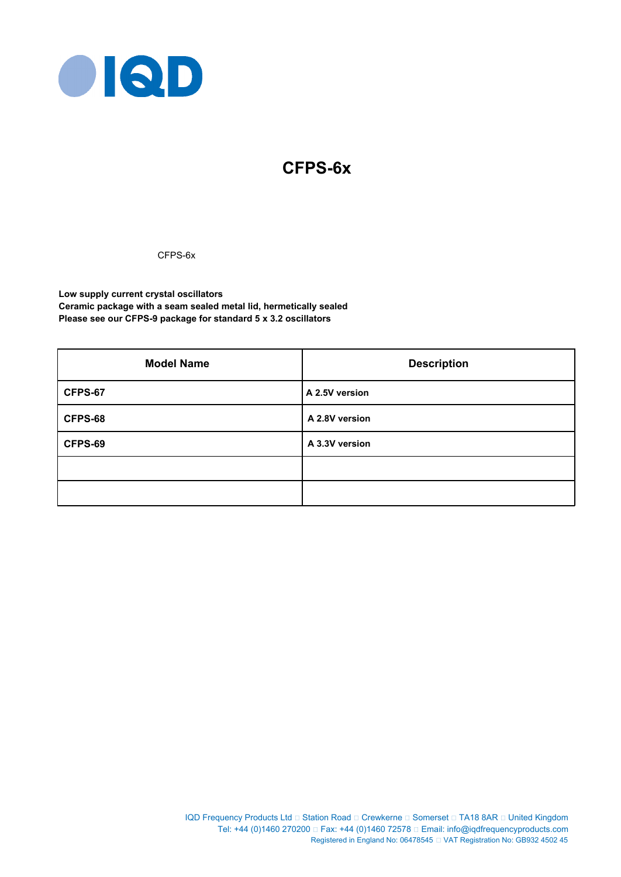# CFPS-6x

CFPS-6x

**Low supply current crystal oscillators**
**Ceramic package with a seam sealed metal lid, hermetically sealed**
**Please see our CFPS-9 package for standard 5 x 3.2 oscillators**

| Model Name | Description |
|---|---|
| **CFPS-67** | **A 2.5V version** |
| **CFPS-68** | **A 2.8V version** |
| **CFPS-69** | **A 3.3V version** |
| | |
| | |

IQD Frequency Products Ltd □ Station Road □ Crewkerne □ Somerset □ TA18 8AR □ United Kingdom
Tel: +44 (0)1460 270200 □ Fax: +44 (0)1460 72578 □ Email: info@iqdfrequencyproducts.com
Registered in England No: 06478545 □ VAT Registration No: GB932 4502 45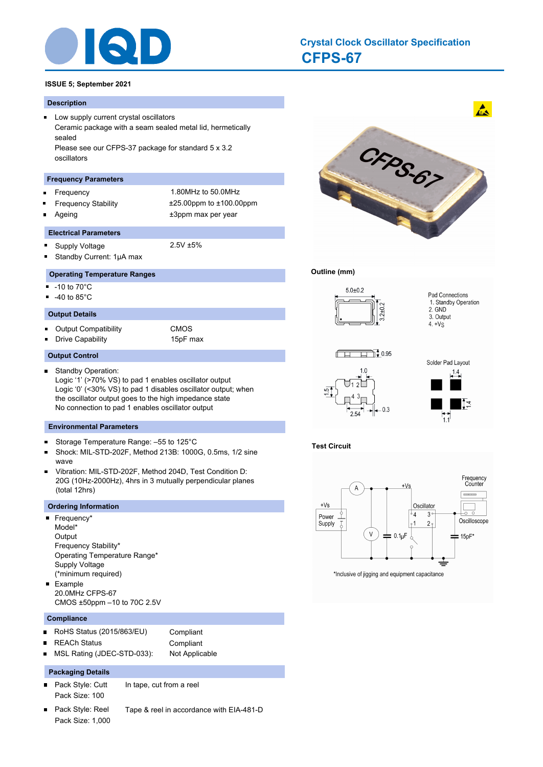# Crystal Clock Oscillator Specification

## CFPS-67

**ISSUE 5; September 2021**

### Description

- Low supply current crystal oscillators
  Ceramic package with a seam sealed metal lid, hermetically sealed
  Please see our CFPS-37 package for standard 5 x 3.2 oscillators

### Frequency Parameters

| | |
|---|---|
| Frequency | 1.80MHz to 50.0MHz |
| Frequency Stability | ±25.00ppm to ±100.00ppm |
| Ageing | ±3ppm max per year |

### Electrical Parameters

- Supply Voltage: 2.5V ±5%
- Standby Current: 1µA max

### Operating Temperature Ranges

- -10 to 70°C
- -40 to 85°C

### Output Details

| | |
|---|---|
| Output Compatibility | CMOS |
| Drive Capability | 15pF max |

### Output Control

- Standby Operation:
  Logic '1' (>70% VS) to pad 1 enables oscillator output
  Logic '0' (<30% VS) to pad 1 disables oscillator output; when the oscillator output goes to the high impedance state
  No connection to pad 1 enables oscillator output

### Environmental Parameters

- Storage Temperature Range: –55 to 125°C
- Shock: MIL-STD-202F, Method 213B: 1000G, 0.5ms, 1/2 sine wave
- Vibration: MIL-STD-202F, Method 204D, Test Condition D: 20G (10Hz-2000Hz), 4hrs in 3 mutually perpendicular planes (total 12hrs)

### Ordering Information

- Frequency*
  Model*
  Output
  Frequency Stability*
  Operating Temperature Range*
  Supply Voltage
  (*minimum required)
- Example
  20.0MHz CFPS-67
  CMOS ±50ppm –10 to 70C 2.5V

### Compliance

| | |
|---|---|
| RoHS Status (2015/863/EU) | Compliant |
| REACh Status | Compliant |
| MSL Rating (JDEC-STD-033): | Not Applicable |

### Packaging Details

- Pack Style: Cutt — In tape, cut from a reel
  Pack Size: 100
- Pack Style: Reel — Tape & reel in accordance with EIA-481-D
  Pack Size: 1,000

### Outline (mm)

Pad Connections
1. Standby Operation
2. GND
3. Output
4. +VS

### Test Circuit

*Inclusive of jigging and equipment capacitance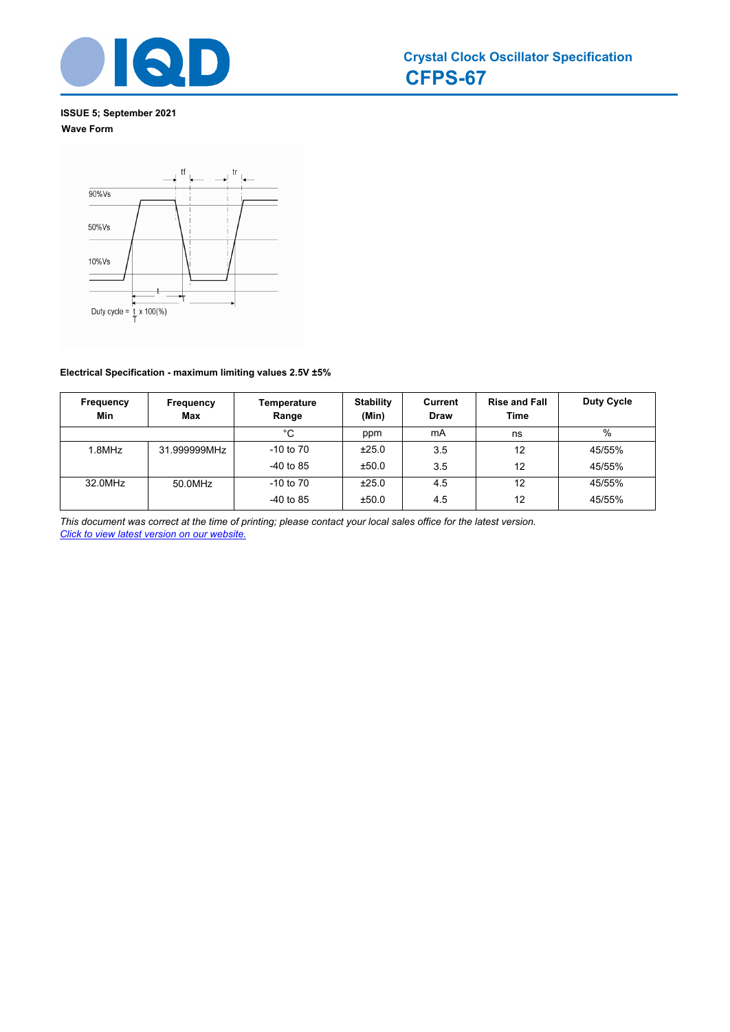**ISSUE 5; September 2021**

**Wave Form**

90%Vs

50%Vs

10%Vs

tf tr

t

T

Duty cycle = t/T x 100(%)

**Electrical Specification - maximum limiting values 2.5V ±5%**

| Frequency Min | Frequency Max | Temperature Range | Stability (Min) | Current Draw | Rise and Fall Time | Duty Cycle |
|---|---|---|---|---|---|---|
| | | °C | ppm | mA | ns | % |
| 1.8MHz | 31.999999MHz | -10 to 70 | ±25.0 | 3.5 | 12 | 45/55% |
| | | -40 to 85 | ±50.0 | 3.5 | 12 | 45/55% |
| 32.0MHz | 50.0MHz | -10 to 70 | ±25.0 | 4.5 | 12 | 45/55% |
| | | -40 to 85 | ±50.0 | 4.5 | 12 | 45/55% |

*This document was correct at the time of printing; please contact your local sales office for the latest version.*
*Click to view latest version on our website.*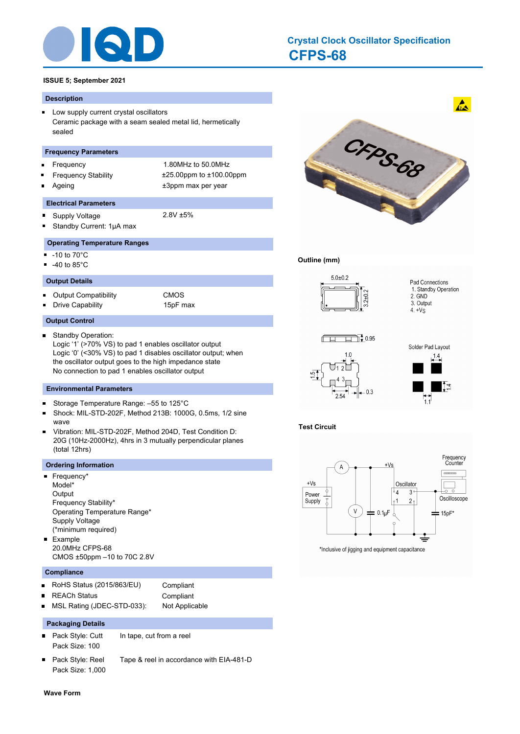# Crystal Clock Oscillator Specification
# CFPS-68

**ISSUE 5; September 2021**

## Description

- Low supply current crystal oscillators
  Ceramic package with a seam sealed metal lid, hermetically sealed

## Frequency Parameters

- Frequency 1.80MHz to 50.0MHz
- Frequency Stability ±25.00ppm to ±100.00ppm
- Ageing ±3ppm max per year

## Electrical Parameters

- Supply Voltage 2.8V ±5%
- Standby Current: 1μA max

## Operating Temperature Ranges

- -10 to 70°C
- -40 to 85°C

## Output Details

- Output Compatibility CMOS
- Drive Capability 15pF max

## Output Control

- Standby Operation:
  Logic '1' (>70% VS) to pad 1 enables oscillator output
  Logic '0' (<30% VS) to pad 1 disables oscillator output; when the oscillator output goes to the high impedance state
  No connection to pad 1 enables oscillator output

## Environmental Parameters

- Storage Temperature Range: –55 to 125°C
- Shock: MIL-STD-202F, Method 213B: 1000G, 0.5ms, 1/2 sine wave
- Vibration: MIL-STD-202F, Method 204D, Test Condition D: 20G (10Hz-2000Hz), 4hrs in 3 mutually perpendicular planes (total 12hrs)

## Ordering Information

- Frequency*
  Model*
  Output
  Frequency Stability*
  Operating Temperature Range*
  Supply Voltage
  (*minimum required)
- Example
  20.0MHz CFPS-68
  CMOS ±50ppm –10 to 70C 2.8V

## Compliance

- RoHS Status (2015/863/EU) Compliant
- REACh Status Compliant
- MSL Rating (JDEC-STD-033): Not Applicable

## Packaging Details

- Pack Style: Cutt In tape, cut from a reel
  Pack Size: 100
- Pack Style: Reel Tape & reel in accordance with EIA-481-D
  Pack Size: 1,000

**Outline (mm)**

5.0±0.2
3.2±0.2
0.95

Pad Connections
1. Standby Operation
2. GND
3. Output
4. +Vs

Solder Pad Layout

**Test Circuit**

*Inclusive of jigging and equipment capacitance

**Wave Form**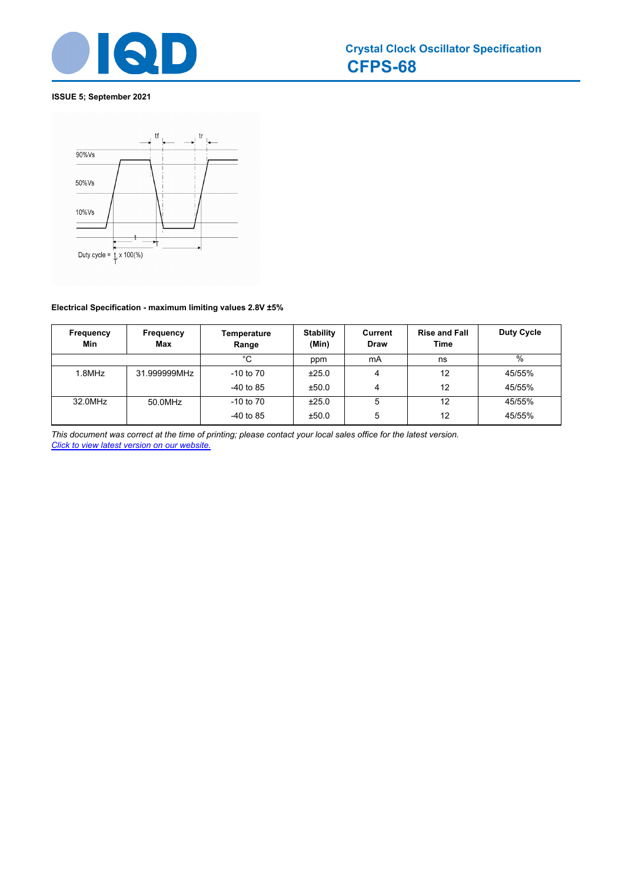ISSUE 5; September 2021

90%Vs

50%Vs

10%Vs

tf

tr

t

T

Duty cycle = $\frac{t}{T}$ x 100(%)

**Electrical Specification - maximum limiting values 2.8V ±5%**

| Frequency Min | Frequency Max | Temperature Range | Stability (Min) | Current Draw | Rise and Fall Time | Duty Cycle |
|---|---|---|---|---|---|---|
| | | °C | ppm | mA | ns | % |
| 1.8MHz | 31.999999MHz | -10 to 70 | ±25.0 | 4 | 12 | 45/55% |
| | | -40 to 85 | ±50.0 | 4 | 12 | 45/55% |
| 32.0MHz | 50.0MHz | -10 to 70 | ±25.0 | 5 | 12 | 45/55% |
| | | -40 to 85 | ±50.0 | 5 | 12 | 45/55% |

*This document was correct at the time of printing; please contact your local sales office for the latest version.*
*Click to view latest version on our website.*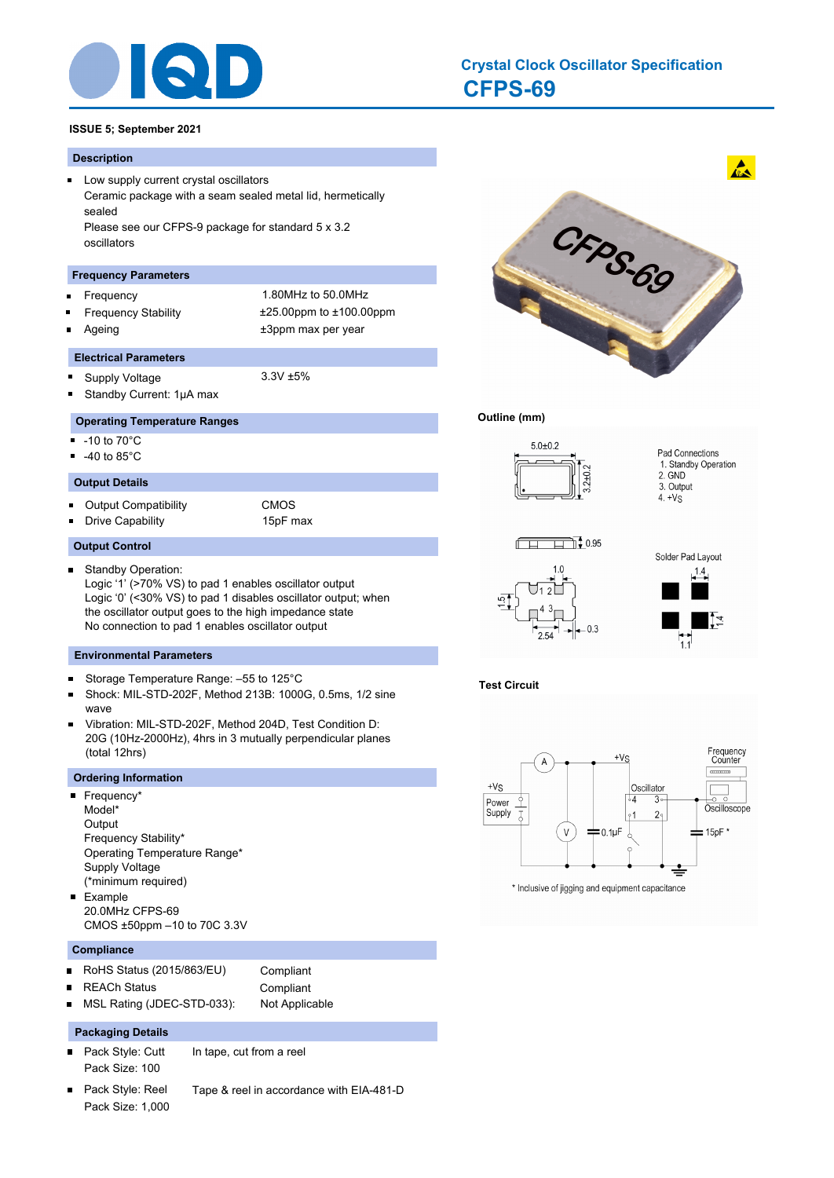# Crystal Clock Oscillator Specification

## CFPS-69

**ISSUE 5; September 2021**

### Description

- Low supply current crystal oscillators
  Ceramic package with a seam sealed metal lid, hermetically sealed
  Please see our CFPS-9 package for standard 5 x 3.2 oscillators

### Frequency Parameters

- Frequency: 1.80MHz to 50.0MHz
- Frequency Stability: ±25.00ppm to ±100.00ppm
- Ageing: ±3ppm max per year

### Electrical Parameters

- Supply Voltage: 3.3V ±5%
- Standby Current: 1μA max

### Operating Temperature Ranges

- -10 to 70°C
- -40 to 85°C

### Output Details

- Output Compatibility: CMOS
- Drive Capability: 15pF max

### Output Control

- Standby Operation:
  Logic ‘1’ (>70% VS) to pad 1 enables oscillator output
  Logic ‘0’ (<30% VS) to pad 1 disables oscillator output; when the oscillator output goes to the high impedance state
  No connection to pad 1 enables oscillator output

### Environmental Parameters

- Storage Temperature Range: –55 to 125°C
- Shock: MIL-STD-202F, Method 213B: 1000G, 0.5ms, 1/2 sine wave
- Vibration: MIL-STD-202F, Method 204D, Test Condition D: 20G (10Hz-2000Hz), 4hrs in 3 mutually perpendicular planes (total 12hrs)

### Ordering Information

- Frequency*
  Model*
  Output
  Frequency Stability*
  Operating Temperature Range*
  Supply Voltage
  (*minimum required)
- Example
  20.0MHz CFPS-69
  CMOS ±50ppm –10 to 70C 3.3V

### Compliance

- RoHS Status (2015/863/EU): Compliant
- REACh Status: Compliant
- MSL Rating (JDEC-STD-033): Not Applicable

### Packaging Details

- Pack Style: Cutt — In tape, cut from a reel
  Pack Size: 100
- Pack Style: Reel — Tape & reel in accordance with EIA-481-D
  Pack Size: 1,000

### Outline (mm)

5.0±0.2, 3.2±0.2, 0.95

Pad Connections
1. Standby Operation
2. GND
3. Output
4. +VS

Solder Pad Layout: 1.4, 1.4, 1.1

Pad dimensions: 1.0, 1.5, 2.54, 0.3

### Test Circuit

+VS, Power Supply, A, V, 0.1μF, Oscillator (pins 1, 2, 3, 4), Frequency Counter, Oscilloscope, 15pF *

\* Inclusive of jigging and equipment capacitance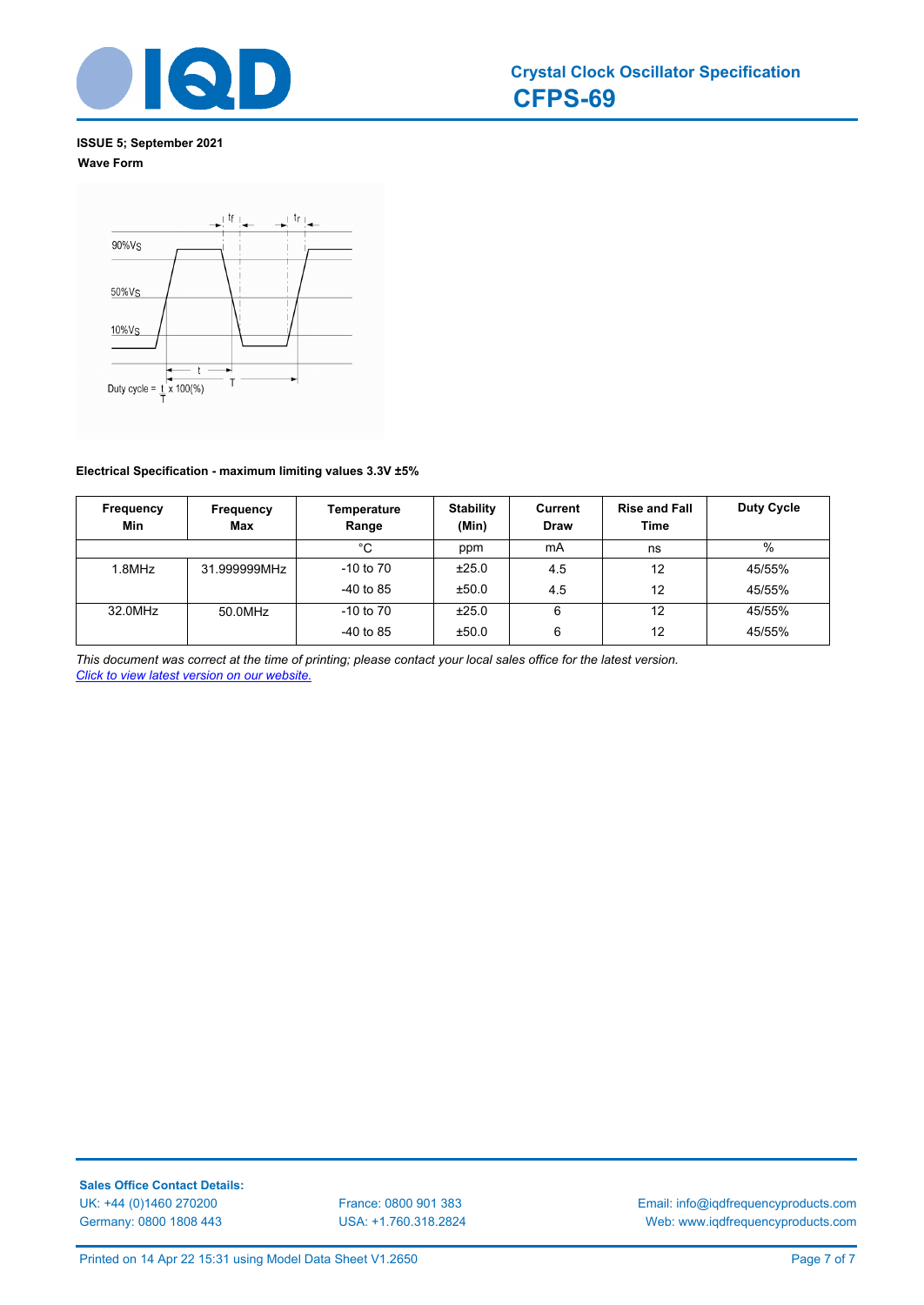**ISSUE 5; September 2021**

**Wave Form**

tf
tr
90%Vs
50%Vs
10%Vs
t
T
Duty cycle = $\frac{t}{T}$ x 100(%)

**Electrical Specification - maximum limiting values 3.3V ±5%**

| Frequency Min | Frequency Max | Temperature Range | Stability (Min) | Current Draw | Rise and Fall Time | Duty Cycle |
|---|---|---|---|---|---|---|
| | | °C | ppm | mA | ns | % |
| 1.8MHz | 31.999999MHz | -10 to 70 | ±25.0 | 4.5 | 12 | 45/55% |
| | | -40 to 85 | ±50.0 | 4.5 | 12 | 45/55% |
| 32.0MHz | 50.0MHz | -10 to 70 | ±25.0 | 6 | 12 | 45/55% |
| | | -40 to 85 | ±50.0 | 6 | 12 | 45/55% |

*This document was correct at the time of printing; please contact your local sales office for the latest version.*
*Click to view latest version on our website.*

**Sales Office Contact Details:**
UK: +44 (0)1460 270200
Germany: 0800 1808 443
France: 0800 901 383
USA: +1.760.318.2824
Email: info@iqdfrequencyproducts.com
Web: www.iqdfrequencyproducts.com

Printed on 14 Apr 22 15:31 using Model Data Sheet V1.2650